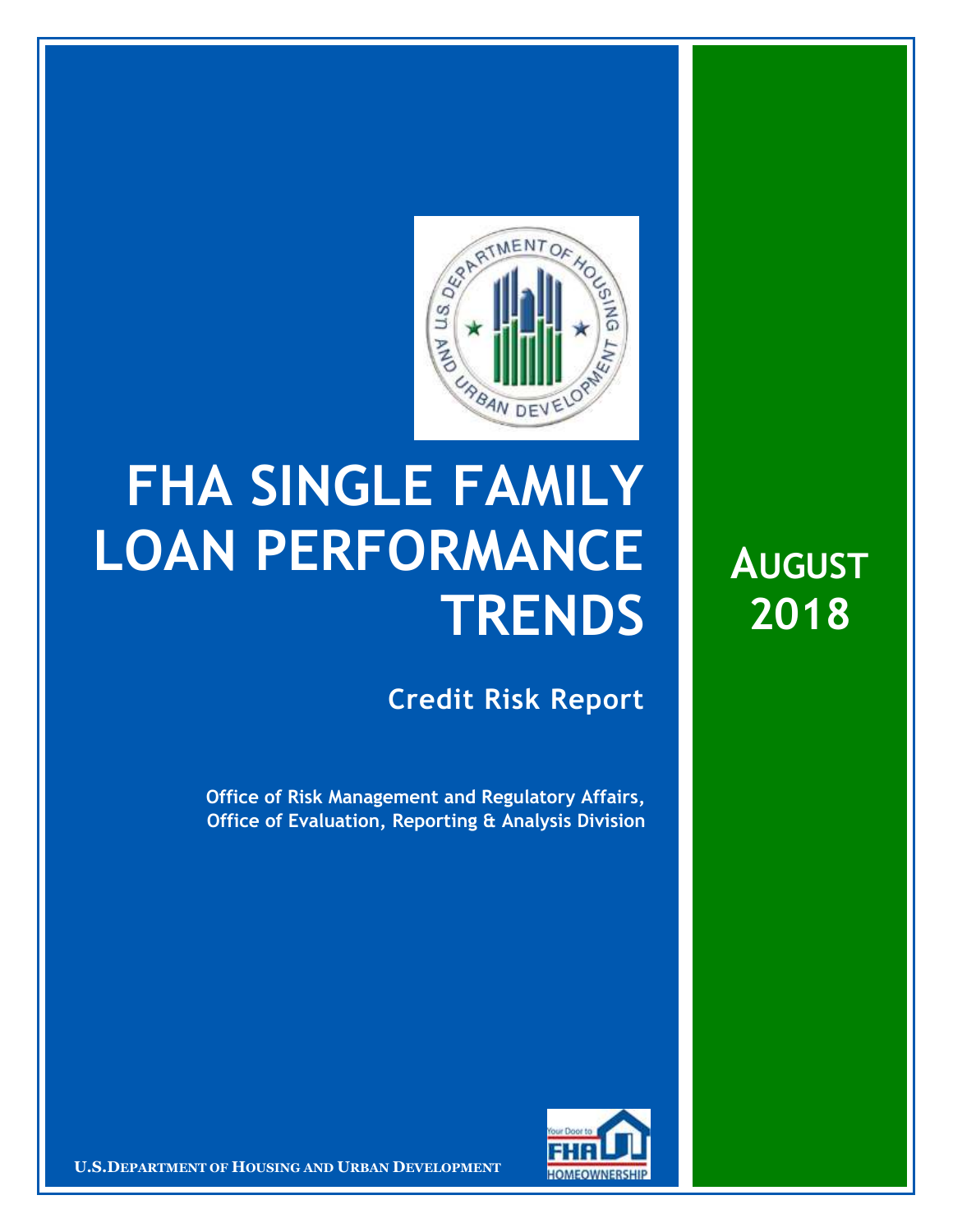# FHA SINGLE FAMILY LOAN PERFORMANCE TRENDS

## AUGUST 2018

### Credit Risk Report

**Office of Risk Management and Regulatory Affairs, Office of Evaluation, Reporting & Analysis Division**

U.S. DEPARTMENT OF HOUSING AND URBAN DEVELOPMENT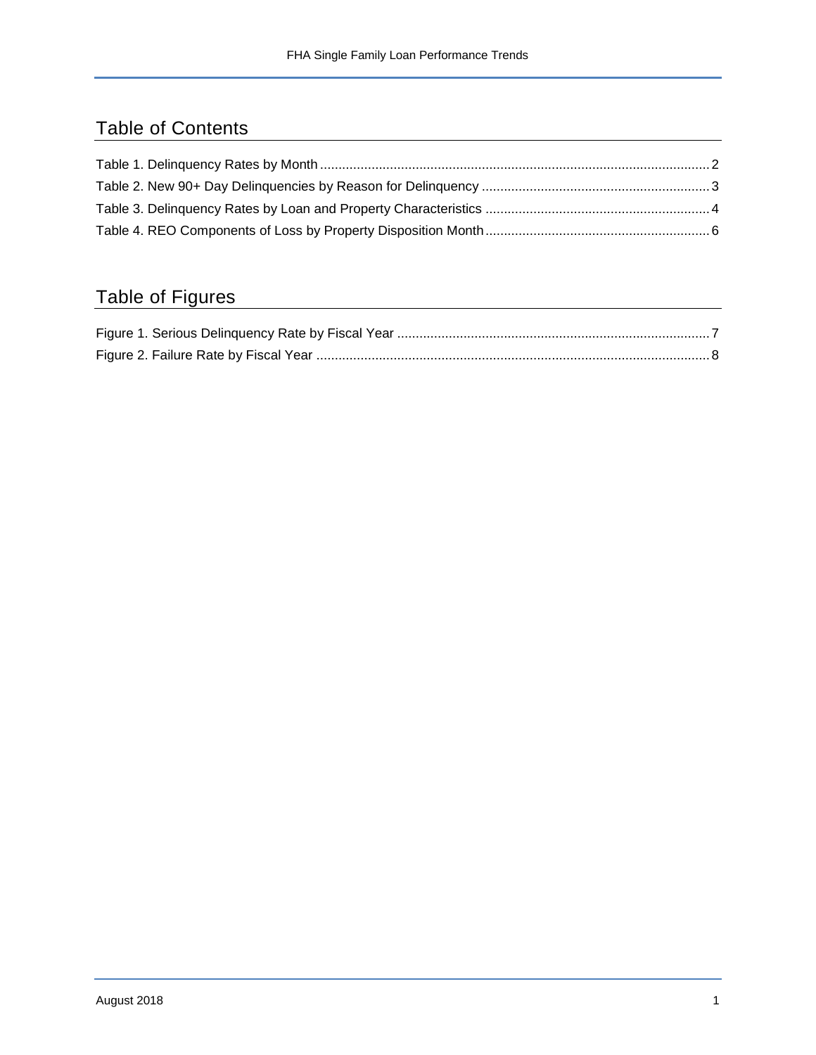## Table of Contents

Table 1. Delinquency Rates by Month .......... 2
Table 2. New 90+ Day Delinquencies by Reason for Delinquency .......... 3
Table 3. Delinquency Rates by Loan and Property Characteristics .......... 4
Table 4. REO Components of Loss by Property Disposition Month .......... 6

## Table of Figures

Figure 1. Serious Delinquency Rate by Fiscal Year .......... 7
Figure 2. Failure Rate by Fiscal Year .......... 8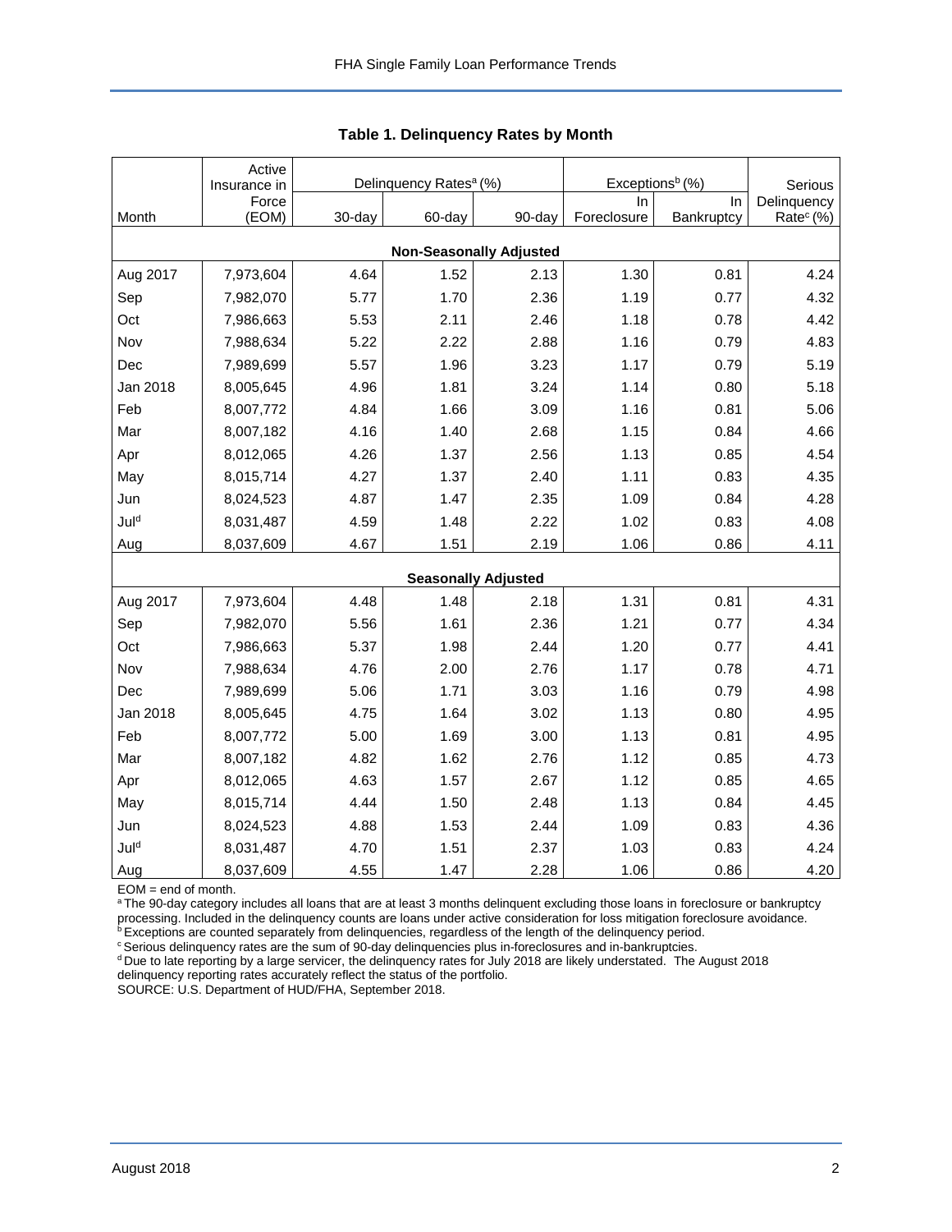## Table 1. Delinquency Rates by Month

| Month | Active Insurance in Force (EOM) | Delinquency Rates[a] (%) | | | Exceptions[b] (%) | | Serious Delinquency Rate[c] (%) |
|---|---|---|---|---|---|---|---|
| | | 30-day | 60-day | 90-day | In Foreclosure | In Bankruptcy | |
| **Non-Seasonally Adjusted** | | | | | | | |
| Aug 2017 | 7,973,604 | 4.64 | 1.52 | 2.13 | 1.30 | 0.81 | 4.24 |
| Sep | 7,982,070 | 5.77 | 1.70 | 2.36 | 1.19 | 0.77 | 4.32 |
| Oct | 7,986,663 | 5.53 | 2.11 | 2.46 | 1.18 | 0.78 | 4.42 |
| Nov | 7,988,634 | 5.22 | 2.22 | 2.88 | 1.16 | 0.79 | 4.83 |
| Dec | 7,989,699 | 5.57 | 1.96 | 3.23 | 1.17 | 0.79 | 5.19 |
| Jan 2018 | 8,005,645 | 4.96 | 1.81 | 3.24 | 1.14 | 0.80 | 5.18 |
| Feb | 8,007,772 | 4.84 | 1.66 | 3.09 | 1.16 | 0.81 | 5.06 |
| Mar | 8,007,182 | 4.16 | 1.40 | 2.68 | 1.15 | 0.84 | 4.66 |
| Apr | 8,012,065 | 4.26 | 1.37 | 2.56 | 1.13 | 0.85 | 4.54 |
| May | 8,015,714 | 4.27 | 1.37 | 2.40 | 1.11 | 0.83 | 4.35 |
| Jun | 8,024,523 | 4.87 | 1.47 | 2.35 | 1.09 | 0.84 | 4.28 |
| Jul[d] | 8,031,487 | 4.59 | 1.48 | 2.22 | 1.02 | 0.83 | 4.08 |
| Aug | 8,037,609 | 4.67 | 1.51 | 2.19 | 1.06 | 0.86 | 4.11 |
| **Seasonally Adjusted** | | | | | | | |
| Aug 2017 | 7,973,604 | 4.48 | 1.48 | 2.18 | 1.31 | 0.81 | 4.31 |
| Sep | 7,982,070 | 5.56 | 1.61 | 2.36 | 1.21 | 0.77 | 4.34 |
| Oct | 7,986,663 | 5.37 | 1.98 | 2.44 | 1.20 | 0.77 | 4.41 |
| Nov | 7,988,634 | 4.76 | 2.00 | 2.76 | 1.17 | 0.78 | 4.71 |
| Dec | 7,989,699 | 5.06 | 1.71 | 3.03 | 1.16 | 0.79 | 4.98 |
| Jan 2018 | 8,005,645 | 4.75 | 1.64 | 3.02 | 1.13 | 0.80 | 4.95 |
| Feb | 8,007,772 | 5.00 | 1.69 | 3.00 | 1.13 | 0.81 | 4.95 |
| Mar | 8,007,182 | 4.82 | 1.62 | 2.76 | 1.12 | 0.85 | 4.73 |
| Apr | 8,012,065 | 4.63 | 1.57 | 2.67 | 1.12 | 0.85 | 4.65 |
| May | 8,015,714 | 4.44 | 1.50 | 2.48 | 1.13 | 0.84 | 4.45 |
| Jun | 8,024,523 | 4.88 | 1.53 | 2.44 | 1.09 | 0.83 | 4.36 |
| Jul[d] | 8,031,487 | 4.70 | 1.51 | 2.37 | 1.03 | 0.83 | 4.24 |
| Aug | 8,037,609 | 4.55 | 1.47 | 2.28 | 1.06 | 0.86 | 4.20 |

EOM = end of month.

[a] The 90-day category includes all loans that are at least 3 months delinquent excluding those loans in foreclosure or bankruptcy processing. Included in the delinquency counts are loans under active consideration for loss mitigation foreclosure avoidance.

[b] Exceptions are counted separately from delinquencies, regardless of the length of the delinquency period.

[c] Serious delinquency rates are the sum of 90-day delinquencies plus in-foreclosures and in-bankruptcies.

[d] Due to late reporting by a large servicer, the delinquency rates for July 2018 are likely understated. The August 2018 delinquency reporting rates accurately reflect the status of the portfolio.

SOURCE: U.S. Department of HUD/FHA, September 2018.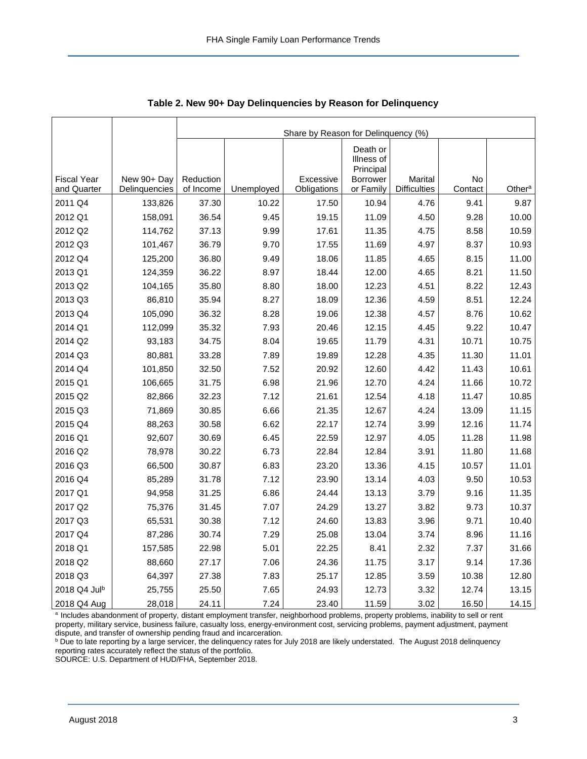**Table 2. New 90+ Day Delinquencies by Reason for Delinquency**

| | | Share by Reason for Delinquency (%) | | | | | | |
|---|---|---|---|---|---|---|---|---|
| Fiscal Year and Quarter | New 90+ Day Delinquencies | Reduction of Income | Unemployed | Excessive Obligations | Death or Illness of Principal Borrower or Family | Marital Difficulties | No Contact | Other[a] |
| 2011 Q4 | 133,826 | 37.30 | 10.22 | 17.50 | 10.94 | 4.76 | 9.41 | 9.87 |
| 2012 Q1 | 158,091 | 36.54 | 9.45 | 19.15 | 11.09 | 4.50 | 9.28 | 10.00 |
| 2012 Q2 | 114,762 | 37.13 | 9.99 | 17.61 | 11.35 | 4.75 | 8.58 | 10.59 |
| 2012 Q3 | 101,467 | 36.79 | 9.70 | 17.55 | 11.69 | 4.97 | 8.37 | 10.93 |
| 2012 Q4 | 125,200 | 36.80 | 9.49 | 18.06 | 11.85 | 4.65 | 8.15 | 11.00 |
| 2013 Q1 | 124,359 | 36.22 | 8.97 | 18.44 | 12.00 | 4.65 | 8.21 | 11.50 |
| 2013 Q2 | 104,165 | 35.80 | 8.80 | 18.00 | 12.23 | 4.51 | 8.22 | 12.43 |
| 2013 Q3 | 86,810 | 35.94 | 8.27 | 18.09 | 12.36 | 4.59 | 8.51 | 12.24 |
| 2013 Q4 | 105,090 | 36.32 | 8.28 | 19.06 | 12.38 | 4.57 | 8.76 | 10.62 |
| 2014 Q1 | 112,099 | 35.32 | 7.93 | 20.46 | 12.15 | 4.45 | 9.22 | 10.47 |
| 2014 Q2 | 93,183 | 34.75 | 8.04 | 19.65 | 11.79 | 4.31 | 10.71 | 10.75 |
| 2014 Q3 | 80,881 | 33.28 | 7.89 | 19.89 | 12.28 | 4.35 | 11.30 | 11.01 |
| 2014 Q4 | 101,850 | 32.50 | 7.52 | 20.92 | 12.60 | 4.42 | 11.43 | 10.61 |
| 2015 Q1 | 106,665 | 31.75 | 6.98 | 21.96 | 12.70 | 4.24 | 11.66 | 10.72 |
| 2015 Q2 | 82,866 | 32.23 | 7.12 | 21.61 | 12.54 | 4.18 | 11.47 | 10.85 |
| 2015 Q3 | 71,869 | 30.85 | 6.66 | 21.35 | 12.67 | 4.24 | 13.09 | 11.15 |
| 2015 Q4 | 88,263 | 30.58 | 6.62 | 22.17 | 12.74 | 3.99 | 12.16 | 11.74 |
| 2016 Q1 | 92,607 | 30.69 | 6.45 | 22.59 | 12.97 | 4.05 | 11.28 | 11.98 |
| 2016 Q2 | 78,978 | 30.22 | 6.73 | 22.84 | 12.84 | 3.91 | 11.80 | 11.68 |
| 2016 Q3 | 66,500 | 30.87 | 6.83 | 23.20 | 13.36 | 4.15 | 10.57 | 11.01 |
| 2016 Q4 | 85,289 | 31.78 | 7.12 | 23.90 | 13.14 | 4.03 | 9.50 | 10.53 |
| 2017 Q1 | 94,958 | 31.25 | 6.86 | 24.44 | 13.13 | 3.79 | 9.16 | 11.35 |
| 2017 Q2 | 75,376 | 31.45 | 7.07 | 24.29 | 13.27 | 3.82 | 9.73 | 10.37 |
| 2017 Q3 | 65,531 | 30.38 | 7.12 | 24.60 | 13.83 | 3.96 | 9.71 | 10.40 |
| 2017 Q4 | 87,286 | 30.74 | 7.29 | 25.08 | 13.04 | 3.74 | 8.96 | 11.16 |
| 2018 Q1 | 157,585 | 22.98 | 5.01 | 22.25 | 8.41 | 2.32 | 7.37 | 31.66 |
| 2018 Q2 | 88,660 | 27.17 | 7.06 | 24.36 | 11.75 | 3.17 | 9.14 | 17.36 |
| 2018 Q3 | 64,397 | 27.38 | 7.83 | 25.17 | 12.85 | 3.59 | 10.38 | 12.80 |
| 2018 Q4 Jul[b] | 25,755 | 25.50 | 7.65 | 24.93 | 12.73 | 3.32 | 12.74 | 13.15 |
| 2018 Q4 Aug | 28,018 | 24.11 | 7.24 | 23.40 | 11.59 | 3.02 | 16.50 | 14.15 |

[a] Includes abandonment of property, distant employment transfer, neighborhood problems, property problems, inability to sell or rent property, military service, business failure, casualty loss, energy-environment cost, servicing problems, payment adjustment, payment dispute, and transfer of ownership pending fraud and incarceration.

[b] Due to late reporting by a large servicer, the delinquency rates for July 2018 are likely understated. The August 2018 delinquency reporting rates accurately reflect the status of the portfolio.

SOURCE: U.S. Department of HUD/FHA, September 2018.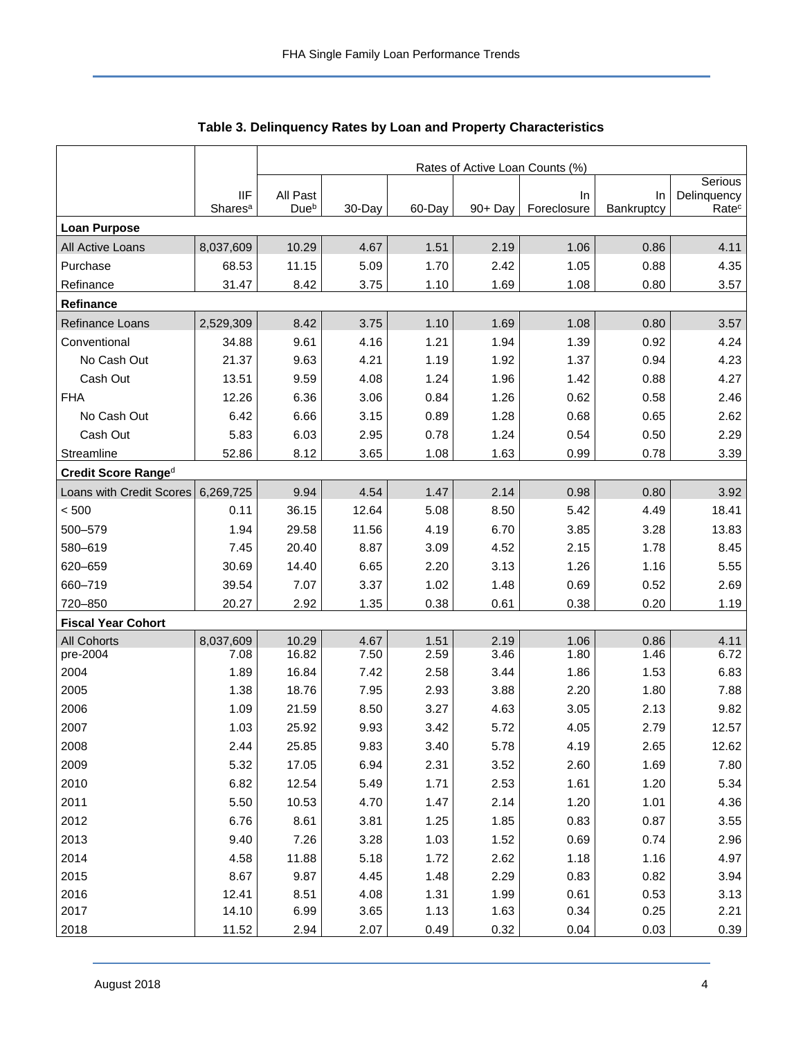**Table 3. Delinquency Rates by Loan and Property Characteristics**

| | IIF Shares[a] | Rates of Active Loan Counts (%) | | | | | | |
|---|---|---|---|---|---|---|---|---|
| | | All Past Due[b] | 30-Day | 60-Day | 90+ Day | In Foreclosure | In Bankruptcy | Serious Delinquency Rate[c] |
| **Loan Purpose** | | | | | | | | |
| All Active Loans | 8,037,609 | 10.29 | 4.67 | 1.51 | 2.19 | 1.06 | 0.86 | 4.11 |
| Purchase | 68.53 | 11.15 | 5.09 | 1.70 | 2.42 | 1.05 | 0.88 | 4.35 |
| Refinance | 31.47 | 8.42 | 3.75 | 1.10 | 1.69 | 1.08 | 0.80 | 3.57 |
| **Refinance** | | | | | | | | |
| Refinance Loans | 2,529,309 | 8.42 | 3.75 | 1.10 | 1.69 | 1.08 | 0.80 | 3.57 |
| Conventional | 34.88 | 9.61 | 4.16 | 1.21 | 1.94 | 1.39 | 0.92 | 4.24 |
| No Cash Out | 21.37 | 9.63 | 4.21 | 1.19 | 1.92 | 1.37 | 0.94 | 4.23 |
| Cash Out | 13.51 | 9.59 | 4.08 | 1.24 | 1.96 | 1.42 | 0.88 | 4.27 |
| FHA | 12.26 | 6.36 | 3.06 | 0.84 | 1.26 | 0.62 | 0.58 | 2.46 |
| No Cash Out | 6.42 | 6.66 | 3.15 | 0.89 | 1.28 | 0.68 | 0.65 | 2.62 |
| Cash Out | 5.83 | 6.03 | 2.95 | 0.78 | 1.24 | 0.54 | 0.50 | 2.29 |
| Streamline | 52.86 | 8.12 | 3.65 | 1.08 | 1.63 | 0.99 | 0.78 | 3.39 |
| **Credit Score Range[d]** | | | | | | | | |
| Loans with Credit Scores | 6,269,725 | 9.94 | 4.54 | 1.47 | 2.14 | 0.98 | 0.80 | 3.92 |
| < 500 | 0.11 | 36.15 | 12.64 | 5.08 | 8.50 | 5.42 | 4.49 | 18.41 |
| 500–579 | 1.94 | 29.58 | 11.56 | 4.19 | 6.70 | 3.85 | 3.28 | 13.83 |
| 580–619 | 7.45 | 20.40 | 8.87 | 3.09 | 4.52 | 2.15 | 1.78 | 8.45 |
| 620–659 | 30.69 | 14.40 | 6.65 | 2.20 | 3.13 | 1.26 | 1.16 | 5.55 |
| 660–719 | 39.54 | 7.07 | 3.37 | 1.02 | 1.48 | 0.69 | 0.52 | 2.69 |
| 720–850 | 20.27 | 2.92 | 1.35 | 0.38 | 0.61 | 0.38 | 0.20 | 1.19 |
| **Fiscal Year Cohort** | | | | | | | | |
| All Cohorts | 8,037,609 | 10.29 | 4.67 | 1.51 | 2.19 | 1.06 | 0.86 | 4.11 |
| pre-2004 | 7.08 | 16.82 | 7.50 | 2.59 | 3.46 | 1.80 | 1.46 | 6.72 |
| 2004 | 1.89 | 16.84 | 7.42 | 2.58 | 3.44 | 1.86 | 1.53 | 6.83 |
| 2005 | 1.38 | 18.76 | 7.95 | 2.93 | 3.88 | 2.20 | 1.80 | 7.88 |
| 2006 | 1.09 | 21.59 | 8.50 | 3.27 | 4.63 | 3.05 | 2.13 | 9.82 |
| 2007 | 1.03 | 25.92 | 9.93 | 3.42 | 5.72 | 4.05 | 2.79 | 12.57 |
| 2008 | 2.44 | 25.85 | 9.83 | 3.40 | 5.78 | 4.19 | 2.65 | 12.62 |
| 2009 | 5.32 | 17.05 | 6.94 | 2.31 | 3.52 | 2.60 | 1.69 | 7.80 |
| 2010 | 6.82 | 12.54 | 5.49 | 1.71 | 2.53 | 1.61 | 1.20 | 5.34 |
| 2011 | 5.50 | 10.53 | 4.70 | 1.47 | 2.14 | 1.20 | 1.01 | 4.36 |
| 2012 | 6.76 | 8.61 | 3.81 | 1.25 | 1.85 | 0.83 | 0.87 | 3.55 |
| 2013 | 9.40 | 7.26 | 3.28 | 1.03 | 1.52 | 0.69 | 0.74 | 2.96 |
| 2014 | 4.58 | 11.88 | 5.18 | 1.72 | 2.62 | 1.18 | 1.16 | 4.97 |
| 2015 | 8.67 | 9.87 | 4.45 | 1.48 | 2.29 | 0.83 | 0.82 | 3.94 |
| 2016 | 12.41 | 8.51 | 4.08 | 1.31 | 1.99 | 0.61 | 0.53 | 3.13 |
| 2017 | 14.10 | 6.99 | 3.65 | 1.13 | 1.63 | 0.34 | 0.25 | 2.21 |
| 2018 | 11.52 | 2.94 | 2.07 | 0.49 | 0.32 | 0.04 | 0.03 | 0.39 |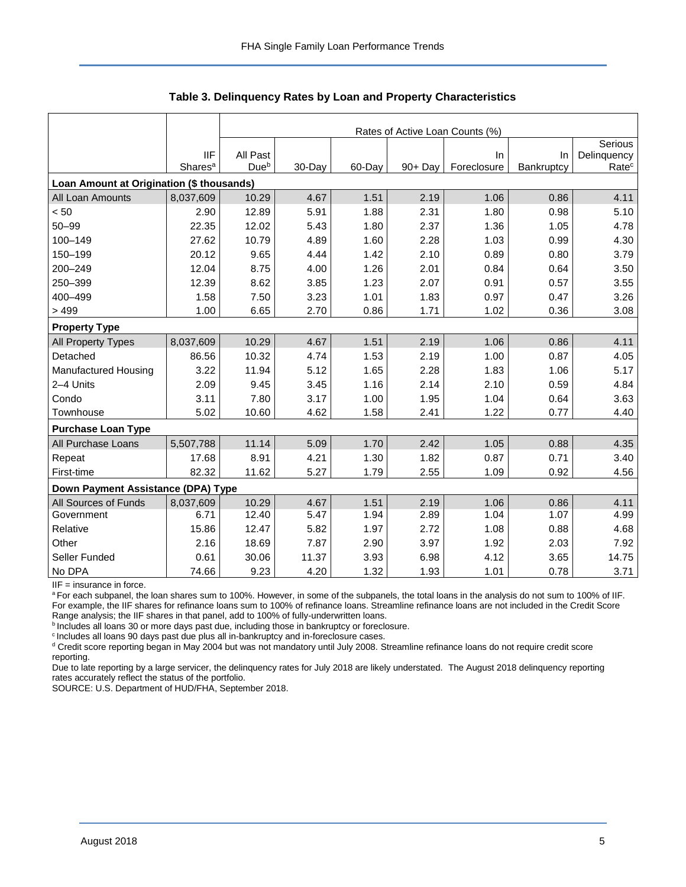**Table 3. Delinquency Rates by Loan and Property Characteristics**

| | IIF Shares[a] | Rates of Active Loan Counts (%) All Past Due[b] | 30-Day | 60-Day | 90+ Day | In Foreclosure | In Bankruptcy | Serious Delinquency Rate[c] |
|---|---|---|---|---|---|---|---|---|
| **Loan Amount at Origination ($ thousands)** | | | | | | | | |
| All Loan Amounts | 8,037,609 | 10.29 | 4.67 | 1.51 | 2.19 | 1.06 | 0.86 | 4.11 |
| < 50 | 2.90 | 12.89 | 5.91 | 1.88 | 2.31 | 1.80 | 0.98 | 5.10 |
| 50–99 | 22.35 | 12.02 | 5.43 | 1.80 | 2.37 | 1.36 | 1.05 | 4.78 |
| 100–149 | 27.62 | 10.79 | 4.89 | 1.60 | 2.28 | 1.03 | 0.99 | 4.30 |
| 150–199 | 20.12 | 9.65 | 4.44 | 1.42 | 2.10 | 0.89 | 0.80 | 3.79 |
| 200–249 | 12.04 | 8.75 | 4.00 | 1.26 | 2.01 | 0.84 | 0.64 | 3.50 |
| 250–399 | 12.39 | 8.62 | 3.85 | 1.23 | 2.07 | 0.91 | 0.57 | 3.55 |
| 400–499 | 1.58 | 7.50 | 3.23 | 1.01 | 1.83 | 0.97 | 0.47 | 3.26 |
| > 499 | 1.00 | 6.65 | 2.70 | 0.86 | 1.71 | 1.02 | 0.36 | 3.08 |
| **Property Type** | | | | | | | | |
| All Property Types | 8,037,609 | 10.29 | 4.67 | 1.51 | 2.19 | 1.06 | 0.86 | 4.11 |
| Detached | 86.56 | 10.32 | 4.74 | 1.53 | 2.19 | 1.00 | 0.87 | 4.05 |
| Manufactured Housing | 3.22 | 11.94 | 5.12 | 1.65 | 2.28 | 1.83 | 1.06 | 5.17 |
| 2–4 Units | 2.09 | 9.45 | 3.45 | 1.16 | 2.14 | 2.10 | 0.59 | 4.84 |
| Condo | 3.11 | 7.80 | 3.17 | 1.00 | 1.95 | 1.04 | 0.64 | 3.63 |
| Townhouse | 5.02 | 10.60 | 4.62 | 1.58 | 2.41 | 1.22 | 0.77 | 4.40 |
| **Purchase Loan Type** | | | | | | | | |
| All Purchase Loans | 5,507,788 | 11.14 | 5.09 | 1.70 | 2.42 | 1.05 | 0.88 | 4.35 |
| Repeat | 17.68 | 8.91 | 4.21 | 1.30 | 1.82 | 0.87 | 0.71 | 3.40 |
| First-time | 82.32 | 11.62 | 5.27 | 1.79 | 2.55 | 1.09 | 0.92 | 4.56 |
| **Down Payment Assistance (DPA) Type** | | | | | | | | |
| All Sources of Funds | 8,037,609 | 10.29 | 4.67 | 1.51 | 2.19 | 1.06 | 0.86 | 4.11 |
| Government | 6.71 | 12.40 | 5.47 | 1.94 | 2.89 | 1.04 | 1.07 | 4.99 |
| Relative | 15.86 | 12.47 | 5.82 | 1.97 | 2.72 | 1.08 | 0.88 | 4.68 |
| Other | 2.16 | 18.69 | 7.87 | 2.90 | 3.97 | 1.92 | 2.03 | 7.92 |
| Seller Funded | 0.61 | 30.06 | 11.37 | 3.93 | 6.98 | 4.12 | 3.65 | 14.75 |
| No DPA | 74.66 | 9.23 | 4.20 | 1.32 | 1.93 | 1.01 | 0.78 | 3.71 |

IIF = insurance in force.

[a] For each subpanel, the loan shares sum to 100%. However, in some of the subpanels, the total loans in the analysis do not sum to 100% of IIF. For example, the IIF shares for refinance loans sum to 100% of refinance loans. Streamline refinance loans are not included in the Credit Score Range analysis; the IIF shares in that panel, add to 100% of fully-underwritten loans.

[b] Includes all loans 30 or more days past due, including those in bankruptcy or foreclosure.

[c] Includes all loans 90 days past due plus all in-bankruptcy and in-foreclosure cases.

[d] Credit score reporting began in May 2004 but was not mandatory until July 2008. Streamline refinance loans do not require credit score reporting.

Due to late reporting by a large servicer, the delinquency rates for July 2018 are likely understated. The August 2018 delinquency reporting rates accurately reflect the status of the portfolio.

SOURCE: U.S. Department of HUD/FHA, September 2018.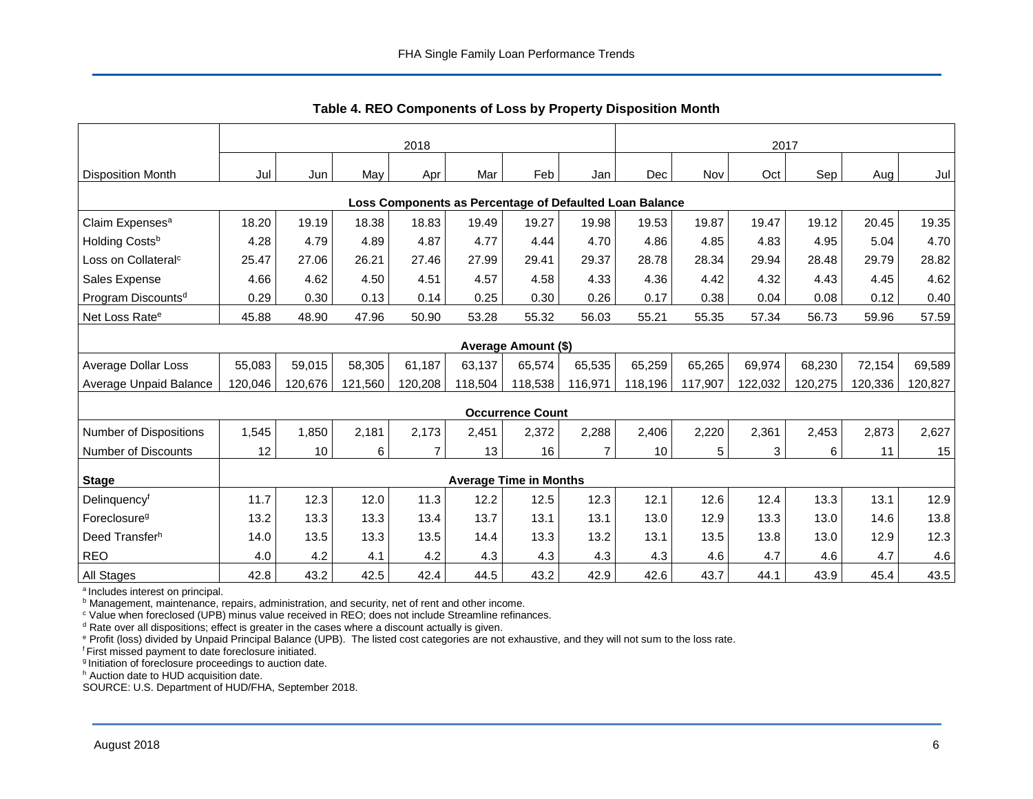### Table 4. REO Components of Loss by Property Disposition Month

| | 2018 | | | | | | | 2017 | | | | | |
|---|---|---|---|---|---|---|---|---|---|---|---|---|---|
| Disposition Month | Jul | Jun | May | Apr | Mar | Feb | Jan | Dec | Nov | Oct | Sep | Aug | Jul |
| **Loss Components as Percentage of Defaulted Loan Balance** | | | | | | | | | | | | | |
| Claim Expenses[a] | 18.20 | 19.19 | 18.38 | 18.83 | 19.49 | 19.27 | 19.98 | 19.53 | 19.87 | 19.47 | 19.12 | 20.45 | 19.35 |
| Holding Costs[b] | 4.28 | 4.79 | 4.89 | 4.87 | 4.77 | 4.44 | 4.70 | 4.86 | 4.85 | 4.83 | 4.95 | 5.04 | 4.70 |
| Loss on Collateral[c] | 25.47 | 27.06 | 26.21 | 27.46 | 27.99 | 29.41 | 29.37 | 28.78 | 28.34 | 29.94 | 28.48 | 29.79 | 28.82 |
| Sales Expense | 4.66 | 4.62 | 4.50 | 4.51 | 4.57 | 4.58 | 4.33 | 4.36 | 4.42 | 4.32 | 4.43 | 4.45 | 4.62 |
| Program Discounts[d] | 0.29 | 0.30 | 0.13 | 0.14 | 0.25 | 0.30 | 0.26 | 0.17 | 0.38 | 0.04 | 0.08 | 0.12 | 0.40 |
| Net Loss Rate[e] | 45.88 | 48.90 | 47.96 | 50.90 | 53.28 | 55.32 | 56.03 | 55.21 | 55.35 | 57.34 | 56.73 | 59.96 | 57.59 |
| **Average Amount ($)** | | | | | | | | | | | | | |
| Average Dollar Loss | 55,083 | 59,015 | 58,305 | 61,187 | 63,137 | 65,574 | 65,535 | 65,259 | 65,265 | 69,974 | 68,230 | 72,154 | 69,589 |
| Average Unpaid Balance | 120,046 | 120,676 | 121,560 | 120,208 | 118,504 | 118,538 | 116,971 | 118,196 | 117,907 | 122,032 | 120,275 | 120,336 | 120,827 |
| **Occurrence Count** | | | | | | | | | | | | | |
| Number of Dispositions | 1,545 | 1,850 | 2,181 | 2,173 | 2,451 | 2,372 | 2,288 | 2,406 | 2,220 | 2,361 | 2,453 | 2,873 | 2,627 |
| Number of Discounts | 12 | 10 | 6 | 7 | 13 | 16 | 7 | 10 | 5 | 3 | 6 | 11 | 15 |
| **Stage** | **Average Time in Months** | | | | | | | | | | | | |
| Delinquency[f] | 11.7 | 12.3 | 12.0 | 11.3 | 12.2 | 12.5 | 12.3 | 12.1 | 12.6 | 12.4 | 13.3 | 13.1 | 12.9 |
| Foreclosure[g] | 13.2 | 13.3 | 13.3 | 13.4 | 13.7 | 13.1 | 13.1 | 13.0 | 12.9 | 13.3 | 13.0 | 14.6 | 13.8 |
| Deed Transfer[h] | 14.0 | 13.5 | 13.3 | 13.5 | 14.4 | 13.3 | 13.2 | 13.1 | 13.5 | 13.8 | 13.0 | 12.9 | 12.3 |
| REO | 4.0 | 4.2 | 4.1 | 4.2 | 4.3 | 4.3 | 4.3 | 4.3 | 4.6 | 4.7 | 4.6 | 4.7 | 4.6 |
| All Stages | 42.8 | 43.2 | 42.5 | 42.4 | 44.5 | 43.2 | 42.9 | 42.6 | 43.7 | 44.1 | 43.9 | 45.4 | 43.5 |

[a] Includes interest on principal.
[b] Management, maintenance, repairs, administration, and security, net of rent and other income.
[c] Value when foreclosed (UPB) minus value received in REO; does not include Streamline refinances.
[d] Rate over all dispositions; effect is greater in the cases where a discount actually is given.
[e] Profit (loss) divided by Unpaid Principal Balance (UPB). The listed cost categories are not exhaustive, and they will not sum to the loss rate.
[f] First missed payment to date foreclosure initiated.
[g] Initiation of foreclosure proceedings to auction date.
[h] Auction date to HUD acquisition date.
SOURCE: U.S. Department of HUD/FHA, September 2018.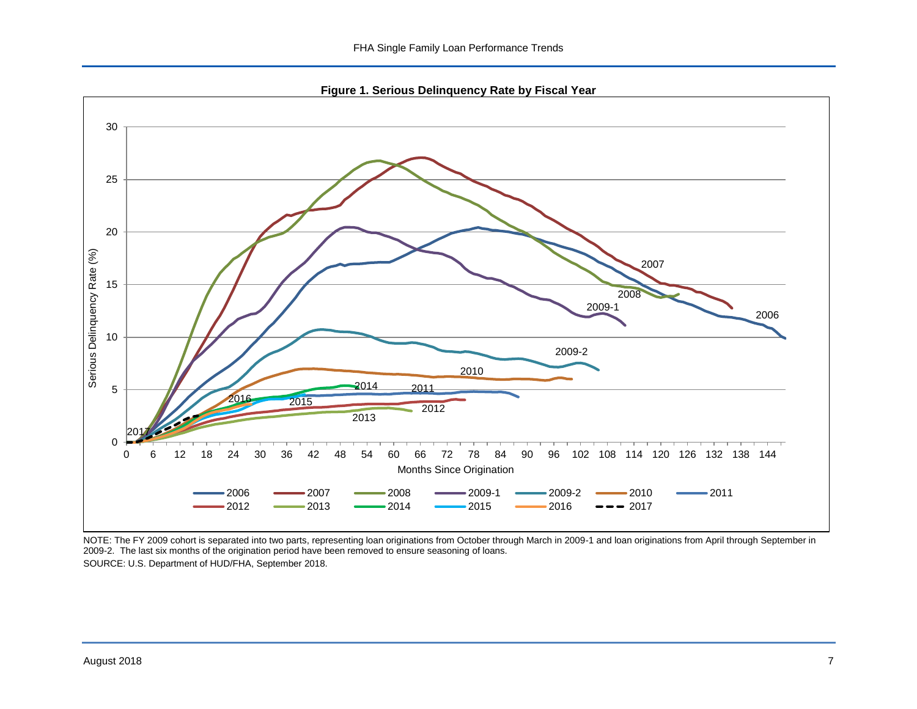**Figure 1. Serious Delinquency Rate by Fiscal Year**

NOTE: The FY 2009 cohort is separated into two parts, representing loan originations from October through March in 2009-1 and loan originations from April through September in 2009-2. The last six months of the origination period have been removed to ensure seasoning of loans.

SOURCE: U.S. Department of HUD/FHA, September 2018.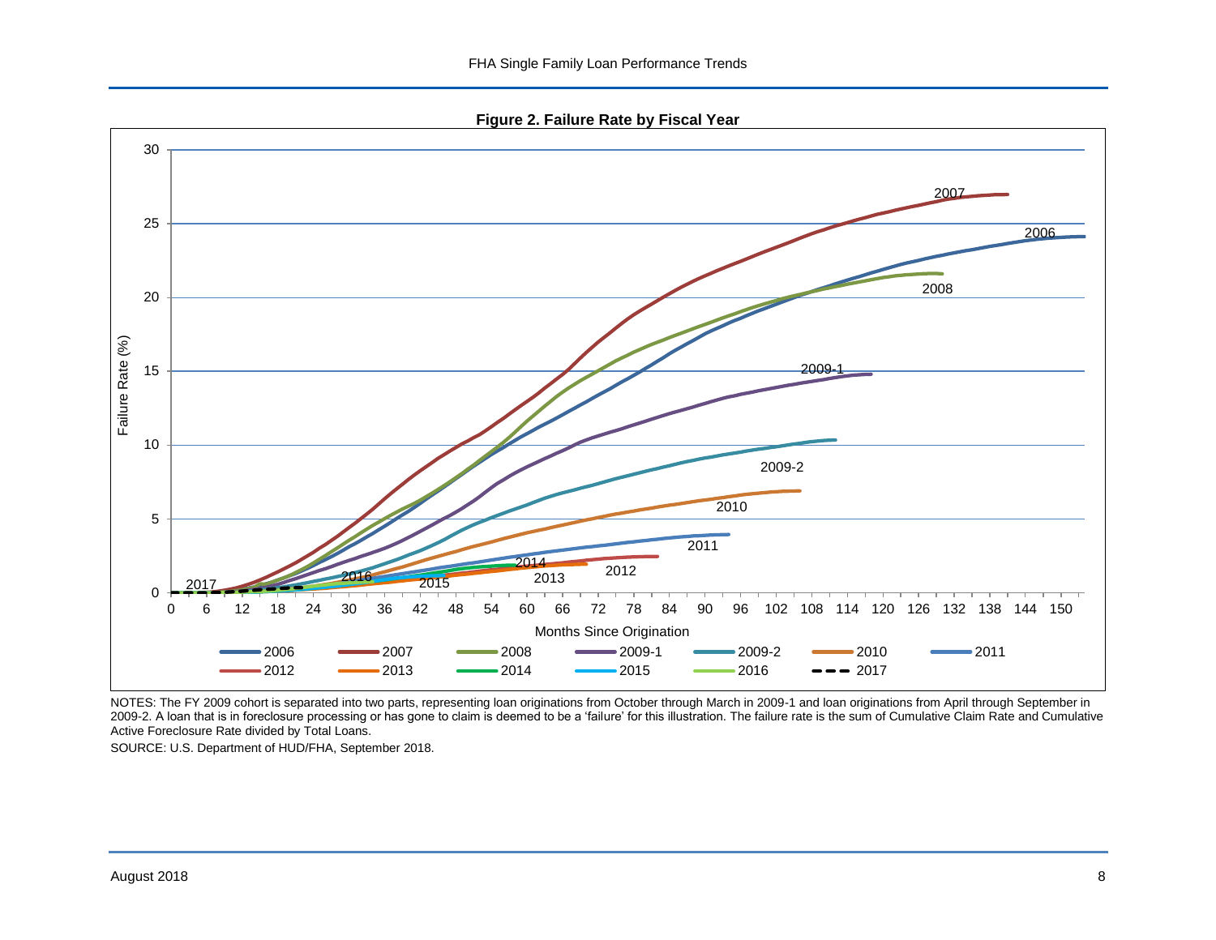**Figure 2. Failure Rate by Fiscal Year**

Failure Rate (%)

30
25
20
15
10
5
0

0 6 12 18 24 30 36 42 48 54 60 66 72 78 84 90 96 102 108 114 120 126 132 138 144 150

Months Since Origination

2007
2006
2008
2009-1
2009-2
2010
2011
2012
2013
2014
2015
2016
2017

Legend: 2006, 2007, 2008, 2009-1, 2009-2, 2010, 2011, 2012, 2013, 2014, 2015, 2016, 2017

NOTES: The FY 2009 cohort is separated into two parts, representing loan originations from October through March in 2009-1 and loan originations from April through September in 2009-2. A loan that is in foreclosure processing or has gone to claim is deemed to be a 'failure' for this illustration. The failure rate is the sum of Cumulative Claim Rate and Cumulative Active Foreclosure Rate divided by Total Loans.

SOURCE: U.S. Department of HUD/FHA, September 2018.